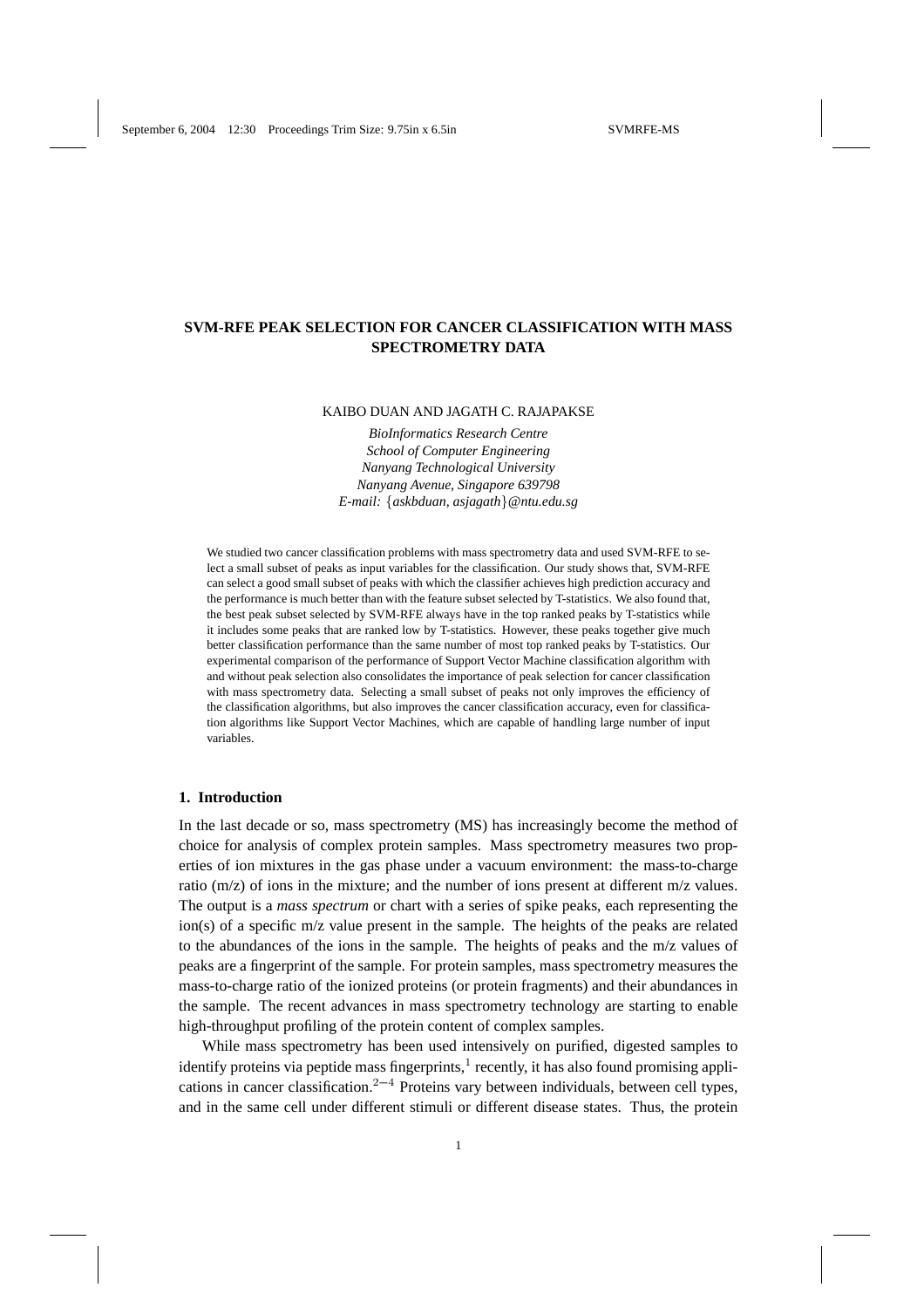# SVM-RFE PEAK SELECTION FOR CANCER CLASSIFICATION WITH MASS SPECTROMETRY DATA

KAIBO DUAN AND JAGATH C. RAJAPAKSE

*BioInformatics Research Centre*
*School of Computer Engineering*
*Nanyang Technological University*
*Nanyang Avenue, Singapore 639798*
*E-mail: {askbduan, asjagath}@ntu.edu.sg*

We studied two cancer classification problems with mass spectrometry data and used SVM-RFE to select a small subset of peaks as input variables for the classification. Our study shows that, SVM-RFE can select a good small subset of peaks with which the classifier achieves high prediction accuracy and the performance is much better than with the feature subset selected by T-statistics. We also found that, the best peak subset selected by SVM-RFE always have in the top ranked peaks by T-statistics while it includes some peaks that are ranked low by T-statistics. However, these peaks together give much better classification performance than the same number of most top ranked peaks by T-statistics. Our experimental comparison of the performance of Support Vector Machine classification algorithm with and without peak selection also consolidates the importance of peak selection for cancer classification with mass spectrometry data. Selecting a small subset of peaks not only improves the efficiency of the classification algorithms, but also improves the cancer classification accuracy, even for classification algorithms like Support Vector Machines, which are capable of handling large number of input variables.

## 1. Introduction

In the last decade or so, mass spectrometry (MS) has increasingly become the method of choice for analysis of complex protein samples. Mass spectrometry measures two properties of ion mixtures in the gas phase under a vacuum environment: the mass-to-charge ratio (m/z) of ions in the mixture; and the number of ions present at different m/z values. The output is a *mass spectrum* or chart with a series of spike peaks, each representing the ion(s) of a specific m/z value present in the sample. The heights of the peaks are related to the abundances of the ions in the sample. The heights of peaks and the m/z values of peaks are a fingerprint of the sample. For protein samples, mass spectrometry measures the mass-to-charge ratio of the ionized proteins (or protein fragments) and their abundances in the sample. The recent advances in mass spectrometry technology are starting to enable high-throughput profiling of the protein content of complex samples.

While mass spectrometry has been used intensively on purified, digested samples to identify proteins via peptide mass fingerprints,[1] recently, it has also found promising applications in cancer classification.[2−4] Proteins vary between individuals, between cell types, and in the same cell under different stimuli or different disease states. Thus, the protein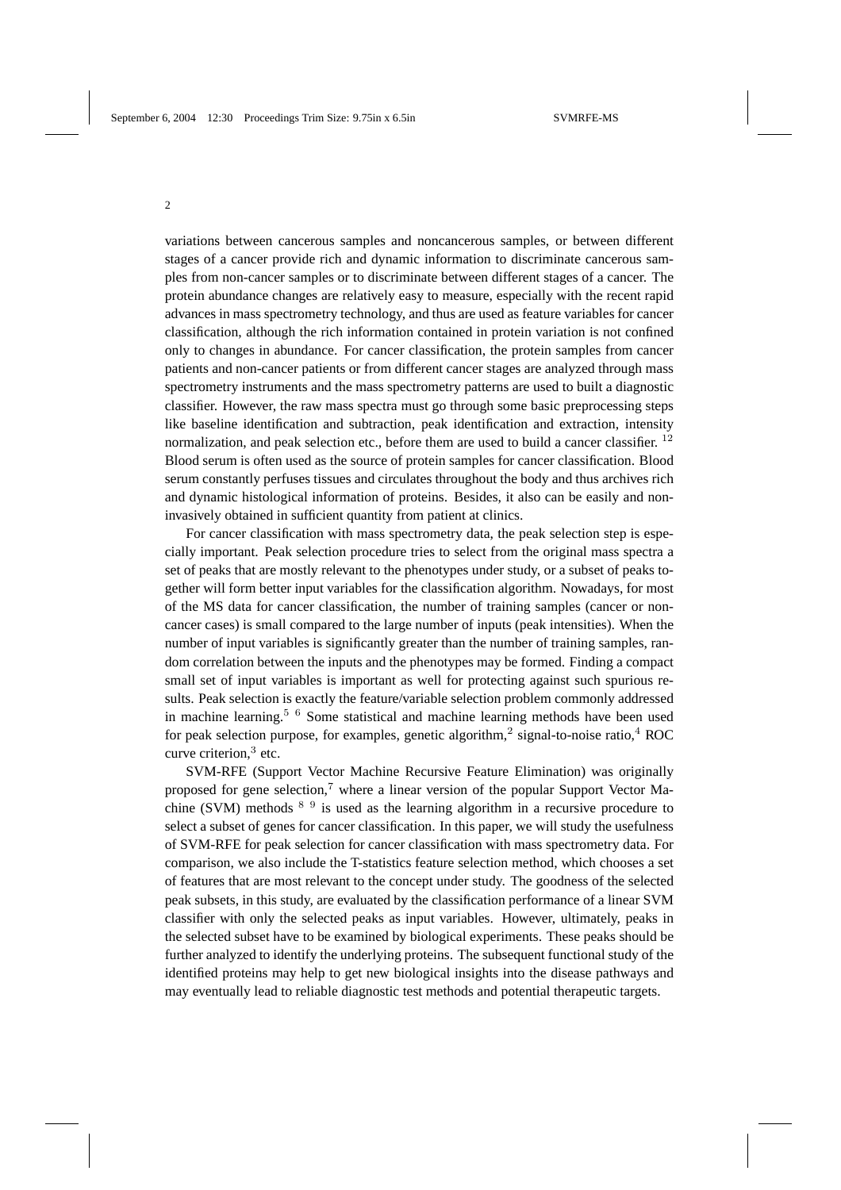variations between cancerous samples and noncancerous samples, or between different stages of a cancer provide rich and dynamic information to discriminate cancerous samples from non-cancer samples or to discriminate between different stages of a cancer. The protein abundance changes are relatively easy to measure, especially with the recent rapid advances in mass spectrometry technology, and thus are used as feature variables for cancer classification, although the rich information contained in protein variation is not confined only to changes in abundance. For cancer classification, the protein samples from cancer patients and non-cancer patients or from different cancer stages are analyzed through mass spectrometry instruments and the mass spectrometry patterns are used to built a diagnostic classifier. However, the raw mass spectra must go through some basic preprocessing steps like baseline identification and subtraction, peak identification and extraction, intensity normalization, and peak selection etc., before them are used to build a cancer classifier. [12] Blood serum is often used as the source of protein samples for cancer classification. Blood serum constantly perfuses tissues and circulates throughout the body and thus archives rich and dynamic histological information of proteins. Besides, it also can be easily and non-invasively obtained in sufficient quantity from patient at clinics.

For cancer classification with mass spectrometry data, the peak selection step is especially important. Peak selection procedure tries to select from the original mass spectra a set of peaks that are mostly relevant to the phenotypes under study, or a subset of peaks together will form better input variables for the classification algorithm. Nowadays, for most of the MS data for cancer classification, the number of training samples (cancer or non-cancer cases) is small compared to the large number of inputs (peak intensities). When the number of input variables is significantly greater than the number of training samples, random correlation between the inputs and the phenotypes may be formed. Finding a compact small set of input variables is important as well for protecting against such spurious results. Peak selection is exactly the feature/variable selection problem commonly addressed in machine learning.[5] [6] Some statistical and machine learning methods have been used for peak selection purpose, for examples, genetic algorithm,[2] signal-to-noise ratio,[4] ROC curve criterion,[3] etc.

SVM-RFE (Support Vector Machine Recursive Feature Elimination) was originally proposed for gene selection,[7] where a linear version of the popular Support Vector Machine (SVM) methods [8] [9] is used as the learning algorithm in a recursive procedure to select a subset of genes for cancer classification. In this paper, we will study the usefulness of SVM-RFE for peak selection for cancer classification with mass spectrometry data. For comparison, we also include the T-statistics feature selection method, which chooses a set of features that are most relevant to the concept under study. The goodness of the selected peak subsets, in this study, are evaluated by the classification performance of a linear SVM classifier with only the selected peaks as input variables. However, ultimately, peaks in the selected subset have to be examined by biological experiments. These peaks should be further analyzed to identify the underlying proteins. The subsequent functional study of the identified proteins may help to get new biological insights into the disease pathways and may eventually lead to reliable diagnostic test methods and potential therapeutic targets.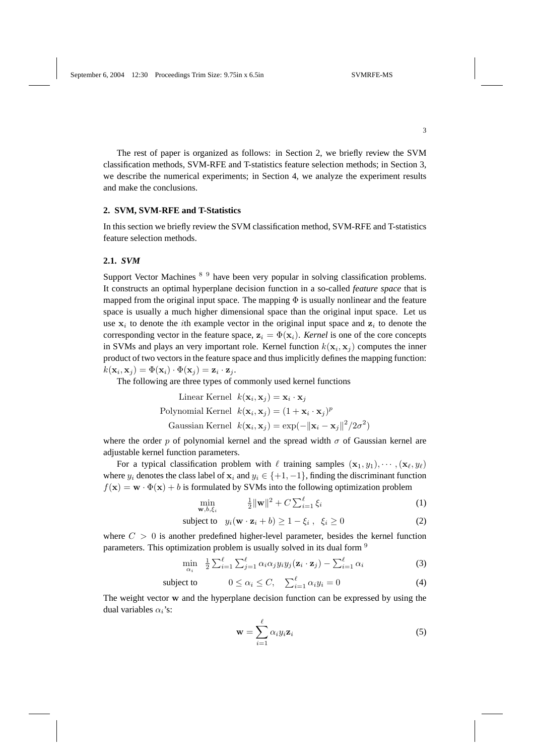The rest of paper is organized as follows: in Section 2, we briefly review the SVM classification methods, SVM-RFE and T-statistics feature selection methods; in Section 3, we describe the numerical experiments; in Section 4, we analyze the experiment results and make the conclusions.

## 2. SVM, SVM-RFE and T-Statistics

In this section we briefly review the SVM classification method, SVM-RFE and T-statistics feature selection methods.

### 2.1. *SVM*

Support Vector Machines [8] [9] have been very popular in solving classification problems. It constructs an optimal hyperplane decision function in a so-called *feature space* that is mapped from the original input space. The mapping $\Phi$ is usually nonlinear and the feature space is usually a much higher dimensional space than the original input space. Let us use $\mathbf{x}_i$ to denote the $i$th example vector in the original input space and $\mathbf{z}_i$ to denote the corresponding vector in the feature space, $\mathbf{z}_i = \Phi(\mathbf{x}_i)$. *Kernel* is one of the core concepts in SVMs and plays an very important role. Kernel function $k(\mathbf{x}_i, \mathbf{x}_j)$ computes the inner product of two vectors in the feature space and thus implicitly defines the mapping function: $k(\mathbf{x}_i, \mathbf{x}_j) = \Phi(\mathbf{x}_i) \cdot \Phi(\mathbf{x}_j) = \mathbf{z}_i \cdot \mathbf{z}_j$.

The following are three types of commonly used kernel functions

$$
\begin{aligned}
\text{Linear Kernel} \quad & k(\mathbf{x}_i, \mathbf{x}_j) = \mathbf{x}_i \cdot \mathbf{x}_j \\
\text{Polynomial Kernel} \quad & k(\mathbf{x}_i, \mathbf{x}_j) = (1 + \mathbf{x}_i \cdot \mathbf{x}_j)^p \\
\text{Gaussian Kernel} \quad & k(\mathbf{x}_i, \mathbf{x}_j) = \exp(-\|\mathbf{x}_i - \mathbf{x}_j\|^2 / 2\sigma^2)
\end{aligned}
$$

where the order $p$ of polynomial kernel and the spread width $\sigma$ of Gaussian kernel are adjustable kernel function parameters.

For a typical classification problem with $\ell$ training samples $(\mathbf{x}_1, y_1), \cdots, (\mathbf{x}_\ell, y_\ell)$ where $y_i$ denotes the class label of $\mathbf{x}_i$ and $y_i \in \{+1, -1\}$, finding the discriminant function $f(\mathbf{x}) = \mathbf{w} \cdot \Phi(\mathbf{x}) + b$ is formulated by SVMs into the following optimization problem

$$
\min_{\mathbf{w}, b, \xi_i} \quad \frac{1}{2}\|\mathbf{w}\|^2 + C \sum_{i=1}^{\ell} \xi_i \tag{1}
$$

$$
\text{subject to} \quad y_i(\mathbf{w} \cdot \mathbf{z}_i + b) \geq 1 - \xi_i, \quad \xi_i \geq 0 \tag{2}
$$

where $C > 0$ is another predefined higher-level parameter, besides the kernel function parameters. This optimization problem is usually solved in its dual form [9]

$$
\min_{\alpha_i} \quad \frac{1}{2} \sum_{i=1}^{\ell} \sum_{j=1}^{\ell} \alpha_i \alpha_j y_i y_j (\mathbf{z}_i \cdot \mathbf{z}_j) - \sum_{i=1}^{\ell} \alpha_i \tag{3}
$$

$$
\text{subject to} \quad 0 \leq \alpha_i \leq C, \quad \sum_{i=1}^{\ell} \alpha_i y_i = 0 \tag{4}
$$

The weight vector $\mathbf{w}$ and the hyperplane decision function can be expressed by using the dual variables $\alpha_i$'s:

$$
\mathbf{w} = \sum_{i=1}^{\ell} \alpha_i y_i \mathbf{z}_i \tag{5}
$$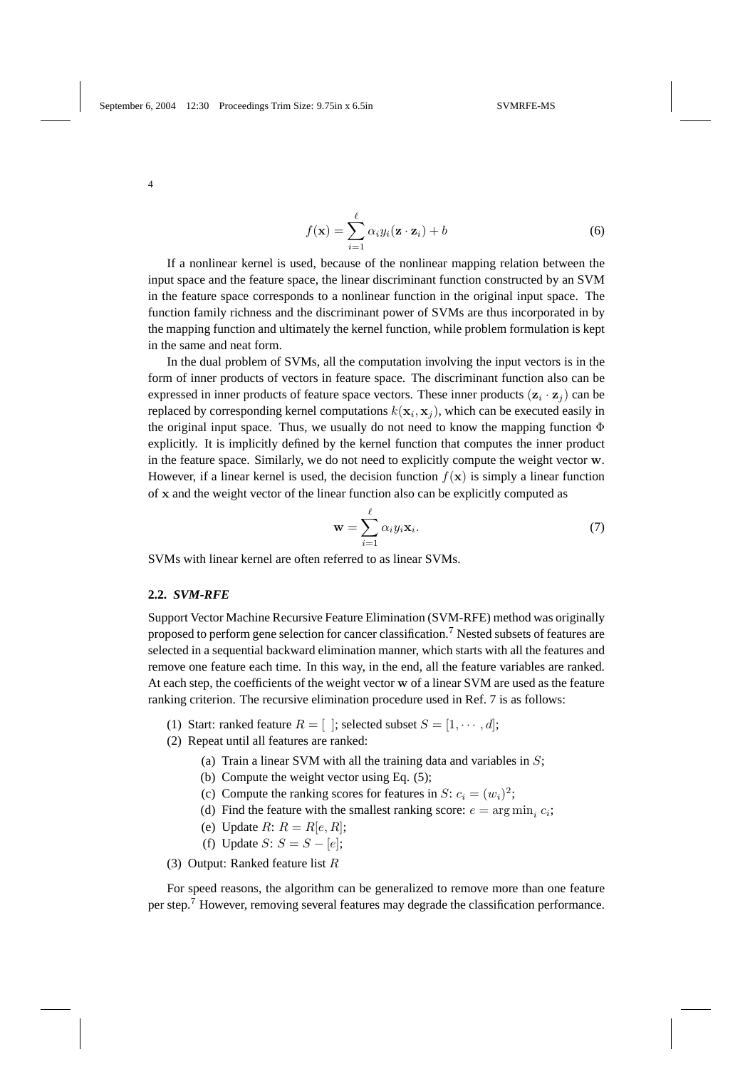$$f(\mathbf{x}) = \sum_{i=1}^{\ell} \alpha_i y_i (\mathbf{z} \cdot \mathbf{z}_i) + b \tag{6}$$

If a nonlinear kernel is used, because of the nonlinear mapping relation between the input space and the feature space, the linear discriminant function constructed by an SVM in the feature space corresponds to a nonlinear function in the original input space. The function family richness and the discriminant power of SVMs are thus incorporated in by the mapping function and ultimately the kernel function, while problem formulation is kept in the same and neat form.

In the dual problem of SVMs, all the computation involving the input vectors is in the form of inner products of vectors in feature space. The discriminant function also can be expressed in inner products of feature space vectors. These inner products $(\mathbf{z}_i \cdot \mathbf{z}_j)$ can be replaced by corresponding kernel computations $k(\mathbf{x}_i, \mathbf{x}_j)$, which can be executed easily in the original input space. Thus, we usually do not need to know the mapping function $\Phi$ explicitly. It is implicitly defined by the kernel function that computes the inner product in the feature space. Similarly, we do not need to explicitly compute the weight vector $\mathbf{w}$. However, if a linear kernel is used, the decision function $f(\mathbf{x})$ is simply a linear function of $\mathbf{x}$ and the weight vector of the linear function also can be explicitly computed as

$$\mathbf{w} = \sum_{i=1}^{\ell} \alpha_i y_i \mathbf{x}_i. \tag{7}$$

SVMs with linear kernel are often referred to as linear SVMs.

### 2.2. *SVM-RFE*

Support Vector Machine Recursive Feature Elimination (SVM-RFE) method was originally proposed to perform gene selection for cancer classification.[7] Nested subsets of features are selected in a sequential backward elimination manner, which starts with all the features and remove one feature each time. In this way, in the end, all the feature variables are ranked. At each step, the coefficients of the weight vector $\mathbf{w}$ of a linear SVM are used as the feature ranking criterion. The recursive elimination procedure used in Ref. 7 is as follows:

(1) Start: ranked feature $R = [\ ]$; selected subset $S = [1, \cdots, d]$;
(2) Repeat until all features are ranked:
   (a) Train a linear SVM with all the training data and variables in $S$;
   (b) Compute the weight vector using Eq. (5);
   (c) Compute the ranking scores for features in $S$: $c_i = (w_i)^2$;
   (d) Find the feature with the smallest ranking score: $e = \arg\min_i c_i$;
   (e) Update $R$: $R = R[e, R]$;
   (f) Update $S$: $S = S - [e]$;
(3) Output: Ranked feature list $R$

For speed reasons, the algorithm can be generalized to remove more than one feature per step.[7] However, removing several features may degrade the classification performance.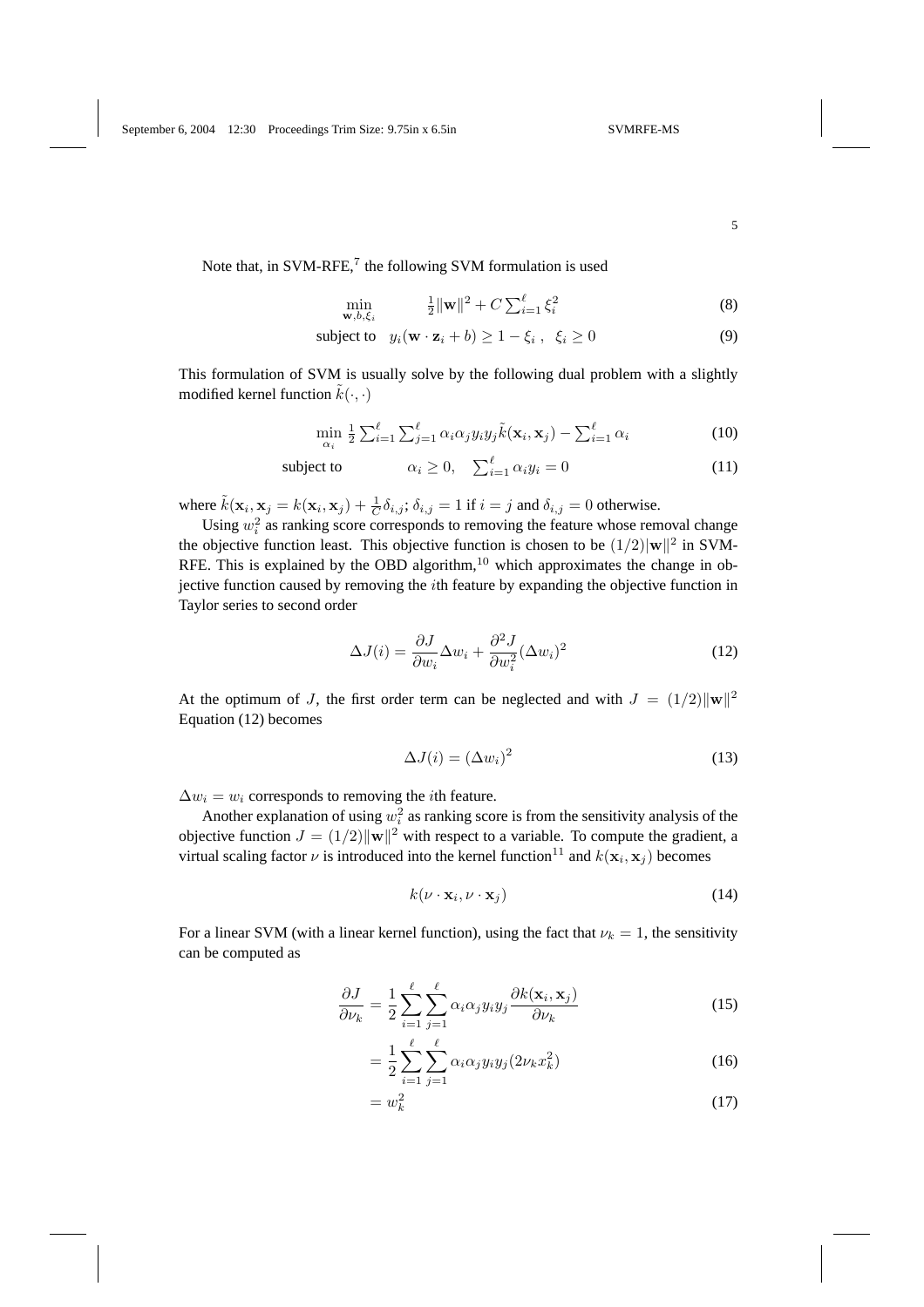Note that, in SVM-RFE,[7] the following SVM formulation is used

$$\min_{\mathbf{w},b,\xi_i} \quad \frac{1}{2}\|\mathbf{w}\|^2 + C\sum_{i=1}^{\ell}\xi_i^2 \tag{8}$$

$$\text{subject to} \quad y_i(\mathbf{w}\cdot\mathbf{z}_i + b) \geq 1 - \xi_i\ , \ \ \xi_i \geq 0 \tag{9}$$

This formulation of SVM is usually solve by the following dual problem with a slightly modified kernel function $\tilde{k}(\cdot,\cdot)$

$$\min_{\alpha_i} \ \frac{1}{2}\sum_{i=1}^{\ell}\sum_{j=1}^{\ell}\alpha_i\alpha_j y_i y_j \tilde{k}(\mathbf{x}_i,\mathbf{x}_j) - \sum_{i=1}^{\ell}\alpha_i \tag{10}$$

$$\text{subject to} \qquad \alpha_i \geq 0, \quad \sum_{i=1}^{\ell}\alpha_i y_i = 0 \tag{11}$$

where $\tilde{k}(\mathbf{x}_i,\mathbf{x}_j = k(\mathbf{x}_i,\mathbf{x}_j) + \frac{1}{C}\delta_{i,j}$; $\delta_{i,j} = 1$ if $i = j$ and $\delta_{i,j} = 0$ otherwise.

Using $w_i^2$ as ranking score corresponds to removing the feature whose removal change the objective function least. This objective function is chosen to be $(1/2)|\mathbf{w}\|^2$ in SVM-RFE. This is explained by the OBD algorithm,[10] which approximates the change in objective function caused by removing the $i$th feature by expanding the objective function in Taylor series to second order

$$\Delta J(i) = \frac{\partial J}{\partial w_i}\Delta w_i + \frac{\partial^2 J}{\partial w_i^2}(\Delta w_i)^2 \tag{12}$$

At the optimum of $J$, the first order term can be neglected and with $J = (1/2)\|\mathbf{w}\|^2$ Equation (12) becomes

$$\Delta J(i) = (\Delta w_i)^2 \tag{13}$$

$\Delta w_i = w_i$ corresponds to removing the $i$th feature.

Another explanation of using $w_i^2$ as ranking score is from the sensitivity analysis of the objective function $J = (1/2)\|\mathbf{w}\|^2$ with respect to a variable. To compute the gradient, a virtual scaling factor $\nu$ is introduced into the kernel function[11] and $k(\mathbf{x}_i,\mathbf{x}_j)$ becomes

$$k(\nu\cdot\mathbf{x}_i, \nu\cdot\mathbf{x}_j) \tag{14}$$

For a linear SVM (with a linear kernel function), using the fact that $\nu_k = 1$, the sensitivity can be computed as

$$\frac{\partial J}{\partial \nu_k} = \frac{1}{2}\sum_{i=1}^{\ell}\sum_{j=1}^{\ell}\alpha_i\alpha_j y_i y_j \frac{\partial k(\mathbf{x}_i,\mathbf{x}_j)}{\partial \nu_k} \tag{15}$$

$$= \frac{1}{2}\sum_{i=1}^{\ell}\sum_{j=1}^{\ell}\alpha_i\alpha_j y_i y_j (2\nu_k x_k^2) \tag{16}$$

$$= w_k^2 \tag{17}$$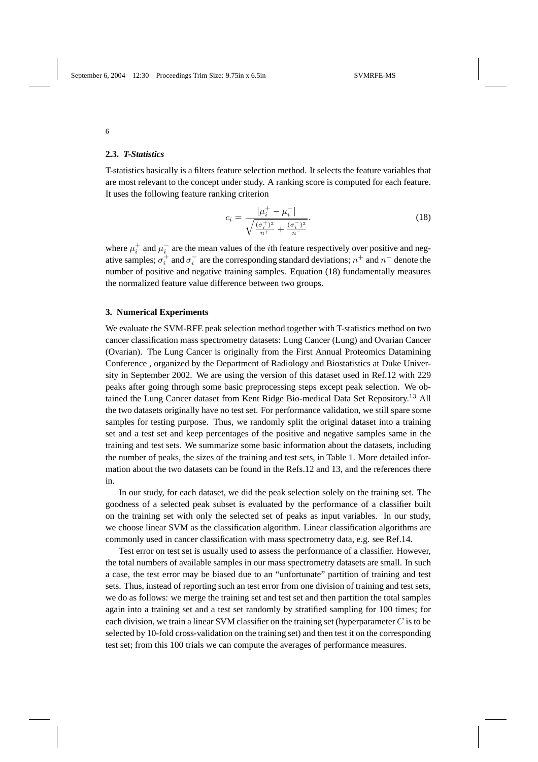### 2.3. *T-Statistics*

T-statistics basically is a filters feature selection method. It selects the feature variables that are most relevant to the concept under study. A ranking score is computed for each feature. It uses the following feature ranking criterion

$$c_i = \frac{|\mu_i^+ - \mu_i^-|}{\sqrt{\frac{(\sigma_i^+)^2}{n^+} + \frac{(\sigma_i^-)^2}{n^-}}}. \tag{18}$$

where $\mu_i^+$ and $\mu_i^-$ are the mean values of the $i$th feature respectively over positive and negative samples; $\sigma_i^+$ and $\sigma_i^-$ are the corresponding standard deviations; $n^+$ and $n^-$ denote the number of positive and negative training samples. Equation (18) fundamentally measures the normalized feature value difference between two groups.

## 3. Numerical Experiments

We evaluate the SVM-RFE peak selection method together with T-statistics method on two cancer classification mass spectrometry datasets: Lung Cancer (Lung) and Ovarian Cancer (Ovarian). The Lung Cancer is originally from the First Annual Proteomics Datamining Conference , organized by the Department of Radiology and Biostatistics at Duke University in September 2002. We are using the version of this dataset used in Ref.12 with 229 peaks after going through some basic preprocessing steps except peak selection. We obtained the Lung Cancer dataset from Kent Ridge Bio-medical Data Set Repository.[13] All the two datasets originally have no test set. For performance validation, we still spare some samples for testing purpose. Thus, we randomly split the original dataset into a training set and a test set and keep percentages of the positive and negative samples same in the training and test sets. We summarize some basic information about the datasets, including the number of peaks, the sizes of the training and test sets, in Table 1. More detailed information about the two datasets can be found in the Refs.12 and 13, and the references there in.

In our study, for each dataset, we did the peak selection solely on the training set. The goodness of a selected peak subset is evaluated by the performance of a classifier built on the training set with only the selected set of peaks as input variables. In our study, we choose linear SVM as the classification algorithm. Linear classification algorithms are commonly used in cancer classification with mass spectrometry data, e.g. see Ref.14.

Test error on test set is usually used to assess the performance of a classifier. However, the total numbers of available samples in our mass spectrometry datasets are small. In such a case, the test error may be biased due to an "unfortunate" partition of training and test sets. Thus, instead of reporting such an test error from one division of training and test sets, we do as follows: we merge the training set and test set and then partition the total samples again into a training set and a test set randomly by stratified sampling for 100 times; for each division, we train a linear SVM classifier on the training set (hyperparameter $C$ is to be selected by 10-fold cross-validation on the training set) and then test it on the corresponding test set; from this 100 trials we can compute the averages of performance measures.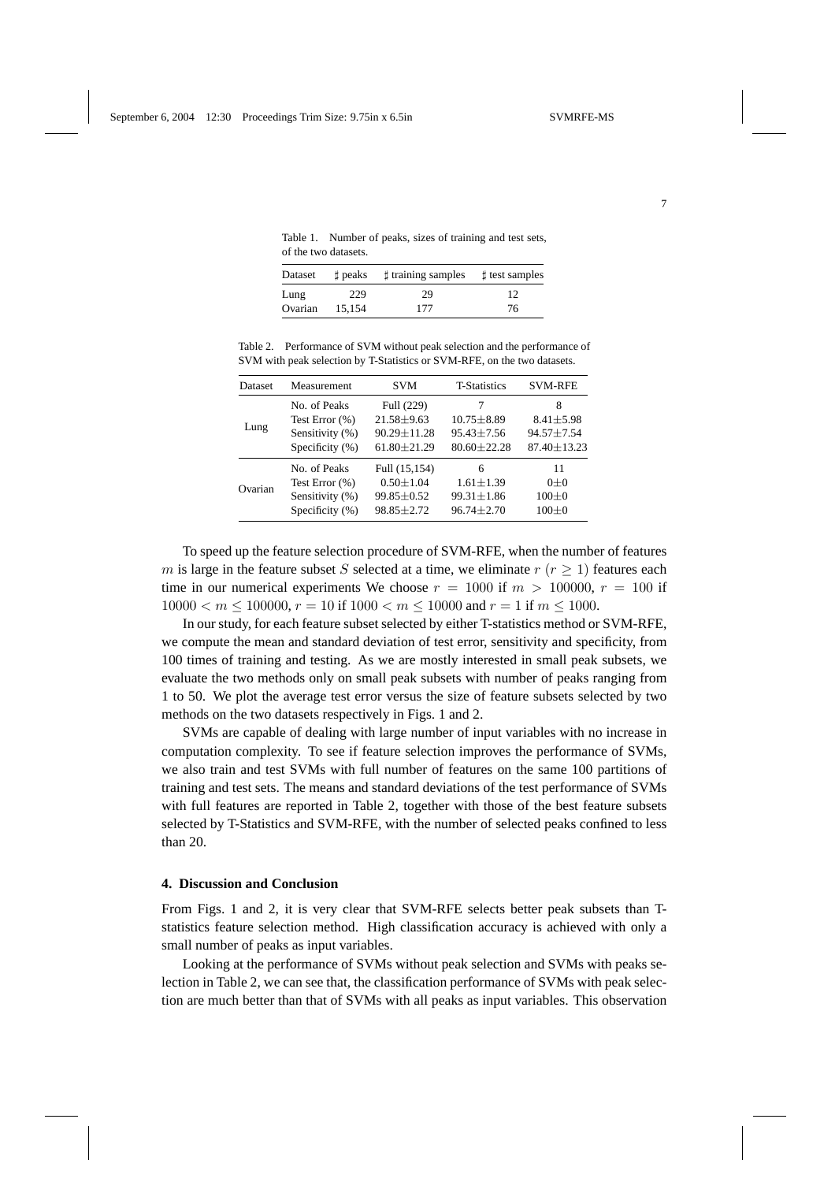Table 1. Number of peaks, sizes of training and test sets, of the two datasets.

| Dataset | ♯ peaks | ♯ training samples | ♯ test samples |
|---|---|---|---|
| Lung | 229 | 29 | 12 |
| Ovarian | 15,154 | 177 | 76 |

Table 2. Performance of SVM without peak selection and the performance of SVM with peak selection by T-Statistics or SVM-RFE, on the two datasets.

| Dataset | Measurement | SVM | T-Statistics | SVM-RFE |
|---|---|---|---|---|
| Lung | No. of Peaks | Full (229) | 7 | 8 |
| | Test Error (%) | 21.58±9.63 | 10.75±8.89 | 8.41±5.98 |
| | Sensitivity (%) | 90.29±11.28 | 95.43±7.56 | 94.57±7.54 |
| | Specificity (%) | 61.80±21.29 | 80.60±22.28 | 87.40±13.23 |
| Ovarian | No. of Peaks | Full (15,154) | 6 | 11 |
| | Test Error (%) | 0.50±1.04 | 1.61±1.39 | 0±0 |
| | Sensitivity (%) | 99.85±0.52 | 99.31±1.86 | 100±0 |
| | Specificity (%) | 98.85±2.72 | 96.74±2.70 | 100±0 |

To speed up the feature selection procedure of SVM-RFE, when the number of features $m$ is large in the feature subset $S$ selected at a time, we eliminate $r$ ($r \geq 1$) features each time in our numerical experiments We choose $r = 1000$ if $m > 100000$, $r = 100$ if $10000 < m \leq 100000$, $r = 10$ if $1000 < m \leq 10000$ and $r = 1$ if $m \leq 1000$.

In our study, for each feature subset selected by either T-statistics method or SVM-RFE, we compute the mean and standard deviation of test error, sensitivity and specificity, from 100 times of training and testing. As we are mostly interested in small peak subsets, we evaluate the two methods only on small peak subsets with number of peaks ranging from 1 to 50. We plot the average test error versus the size of feature subsets selected by two methods on the two datasets respectively in Figs. 1 and 2.

SVMs are capable of dealing with large number of input variables with no increase in computation complexity. To see if feature selection improves the performance of SVMs, we also train and test SVMs with full number of features on the same 100 partitions of training and test sets. The means and standard deviations of the test performance of SVMs with full features are reported in Table 2, together with those of the best feature subsets selected by T-Statistics and SVM-RFE, with the number of selected peaks confined to less than 20.

## 4. Discussion and Conclusion

From Figs. 1 and 2, it is very clear that SVM-RFE selects better peak subsets than T-statistics feature selection method. High classification accuracy is achieved with only a small number of peaks as input variables.

Looking at the performance of SVMs without peak selection and SVMs with peaks selection in Table 2, we can see that, the classification performance of SVMs with peak selection are much better than that of SVMs with all peaks as input variables. This observation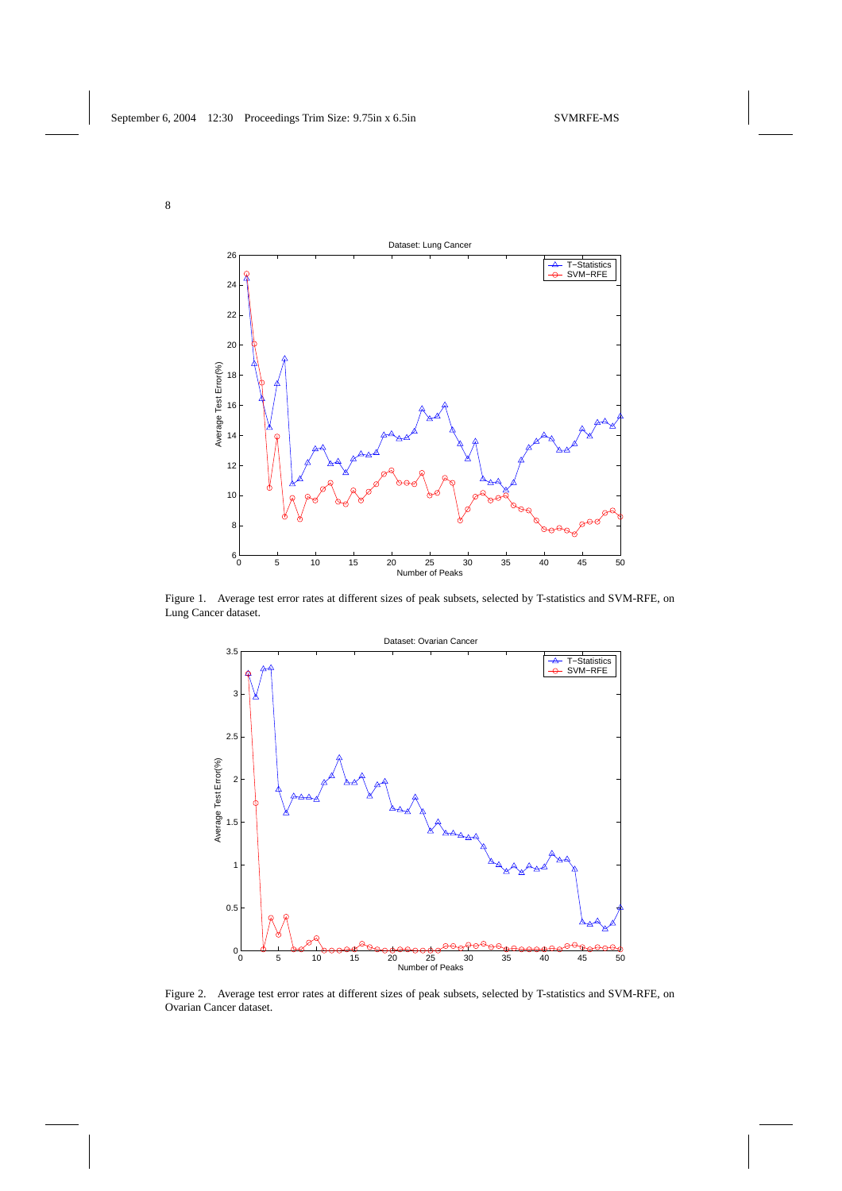Figure 1. Average test error rates at different sizes of peak subsets, selected by T-statistics and SVM-RFE, on Lung Cancer dataset.

Figure 2. Average test error rates at different sizes of peak subsets, selected by T-statistics and SVM-RFE, on Ovarian Cancer dataset.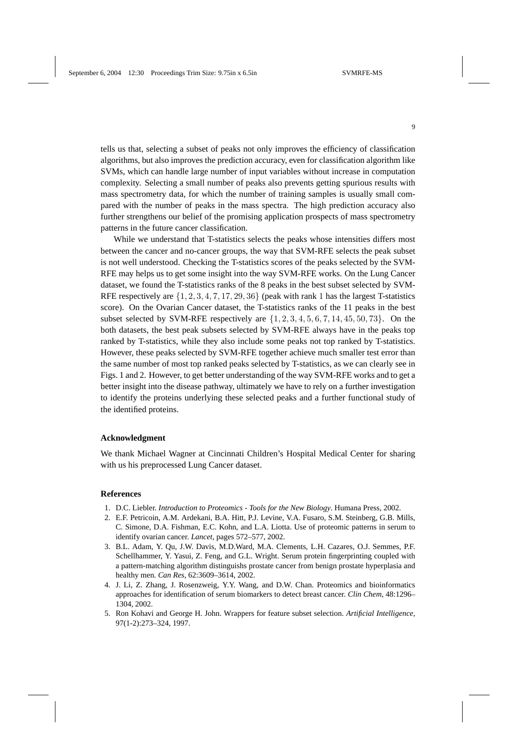tells us that, selecting a subset of peaks not only improves the efficiency of classification algorithms, but also improves the prediction accuracy, even for classification algorithm like SVMs, which can handle large number of input variables without increase in computation complexity. Selecting a small number of peaks also prevents getting spurious results with mass spectrometry data, for which the number of training samples is usually small compared with the number of peaks in the mass spectra. The high prediction accuracy also further strengthens our belief of the promising application prospects of mass spectrometry patterns in the future cancer classification.

While we understand that T-statistics selects the peaks whose intensities differs most between the cancer and no-cancer groups, the way that SVM-RFE selects the peak subset is not well understood. Checking the T-statistics scores of the peaks selected by the SVM-RFE may helps us to get some insight into the way SVM-RFE works. On the Lung Cancer dataset, we found the T-statistics ranks of the 8 peaks in the best subset selected by SVM-RFE respectively are $\{1, 2, 3, 4, 7, 17, 29, 36\}$ (peak with rank 1 has the largest T-statistics score). On the Ovarian Cancer dataset, the T-statistics ranks of the 11 peaks in the best subset selected by SVM-RFE respectively are $\{1, 2, 3, 4, 5, 6, 7, 14, 45, 50, 73\}$. On the both datasets, the best peak subsets selected by SVM-RFE always have in the peaks top ranked by T-statistics, while they also include some peaks not top ranked by T-statistics. However, these peaks selected by SVM-RFE together achieve much smaller test error than the same number of most top ranked peaks selected by T-statistics, as we can clearly see in Figs. 1 and 2. However, to get better understanding of the way SVM-RFE works and to get a better insight into the disease pathway, ultimately we have to rely on a further investigation to identify the proteins underlying these selected peaks and a further functional study of the identified proteins.

### Acknowledgment

We thank Michael Wagner at Cincinnati Children's Hospital Medical Center for sharing with us his preprocessed Lung Cancer dataset.

### References

1. D.C. Liebler. *Introduction to Proteomics - Tools for the New Biology*. Humana Press, 2002.
2. E.F. Petricoin, A.M. Ardekani, B.A. Hitt, P.J. Levine, V.A. Fusaro, S.M. Steinberg, G.B. Mills, C. Simone, D.A. Fishman, E.C. Kohn, and L.A. Liotta. Use of proteomic patterns in serum to identify ovarian cancer. *Lancet*, pages 572–577, 2002.
3. B.L. Adam, Y. Qu, J.W. Davis, M.D.Ward, M.A. Clements, L.H. Cazares, O.J. Semmes, P.F. Schellhammer, Y. Yasui, Z. Feng, and G.L. Wright. Serum protein fingerprinting coupled with a pattern-matching algorithm distinguishs prostate cancer from benign prostate hyperplasia and healthy men. *Can Res*, 62:3609–3614, 2002.
4. J. Li, Z. Zhang, J. Rosenzweig, Y.Y. Wang, and D.W. Chan. Proteomics and bioinformatics approaches for identification of serum biomarkers to detect breast cancer. *Clin Chem*, 48:1296–1304, 2002.
5. Ron Kohavi and George H. John. Wrappers for feature subset selection. *Artificial Intelligence*, 97(1-2):273–324, 1997.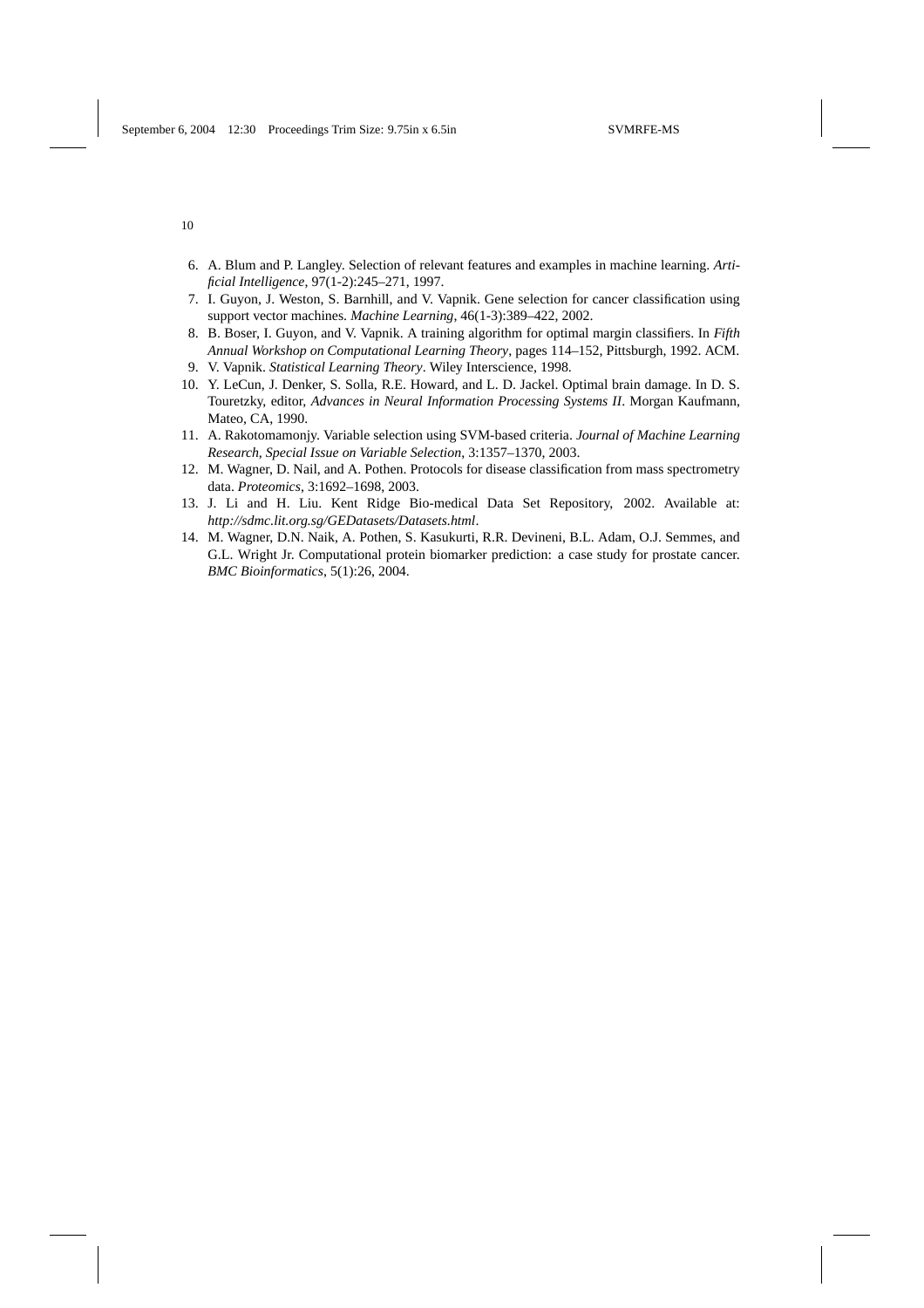6. A. Blum and P. Langley. Selection of relevant features and examples in machine learning. *Artificial Intelligence*, 97(1-2):245–271, 1997.
7. I. Guyon, J. Weston, S. Barnhill, and V. Vapnik. Gene selection for cancer classification using support vector machines. *Machine Learning*, 46(1-3):389–422, 2002.
8. B. Boser, I. Guyon, and V. Vapnik. A training algorithm for optimal margin classifiers. In *Fifth Annual Workshop on Computational Learning Theory*, pages 114–152, Pittsburgh, 1992. ACM.
9. V. Vapnik. *Statistical Learning Theory*. Wiley Interscience, 1998.
10. Y. LeCun, J. Denker, S. Solla, R.E. Howard, and L. D. Jackel. Optimal brain damage. In D. S. Touretzky, editor, *Advances in Neural Information Processing Systems II*. Morgan Kaufmann, Mateo, CA, 1990.
11. A. Rakotomamonjy. Variable selection using SVM-based criteria. *Journal of Machine Learning Research, Special Issue on Variable Selection*, 3:1357–1370, 2003.
12. M. Wagner, D. Nail, and A. Pothen. Protocols for disease classification from mass spectrometry data. *Proteomics*, 3:1692–1698, 2003.
13. J. Li and H. Liu. Kent Ridge Bio-medical Data Set Repository, 2002. Available at: *http://sdmc.lit.org.sg/GEDatasets/Datasets.html*.
14. M. Wagner, D.N. Naik, A. Pothen, S. Kasukurti, R.R. Devineni, B.L. Adam, O.J. Semmes, and G.L. Wright Jr. Computational protein biomarker prediction: a case study for prostate cancer. *BMC Bioinformatics*, 5(1):26, 2004.